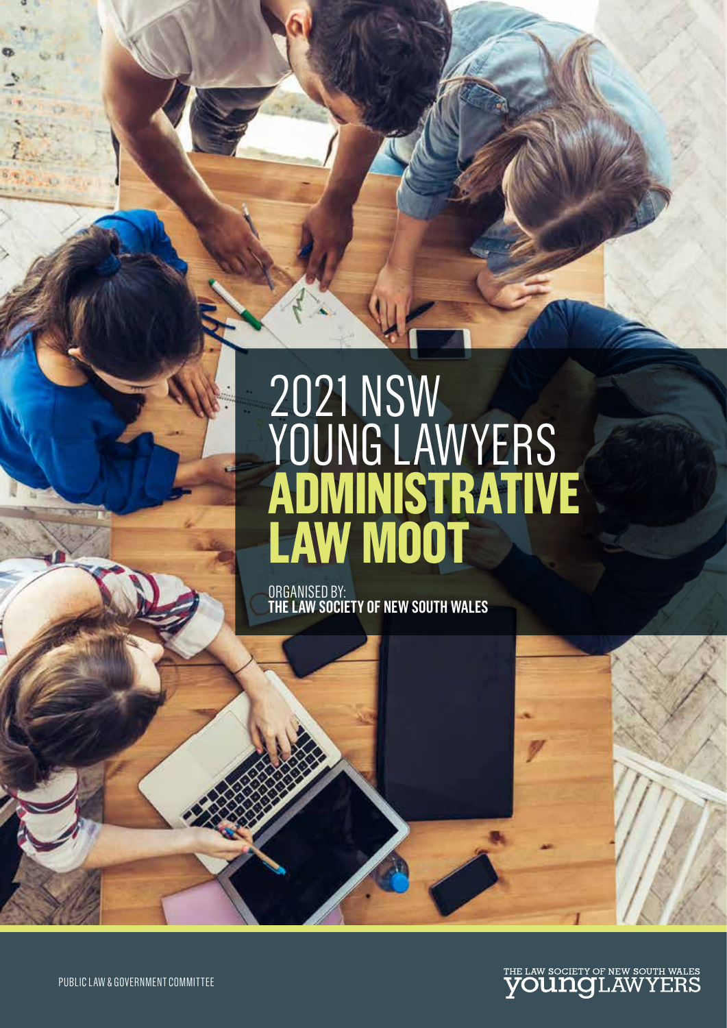# 2021 NSW YOUNG LAWYERS ADMINISTRATIVE LAW MOOT

ORGANISED BY:
**THE LAW SOCIETY OF NEW SOUTH WALES**

PUBLIC LAW & GOVERNMENT COMMITTEE

THE LAW SOCIETY OF NEW SOUTH WALES
YOUNG LAWYERS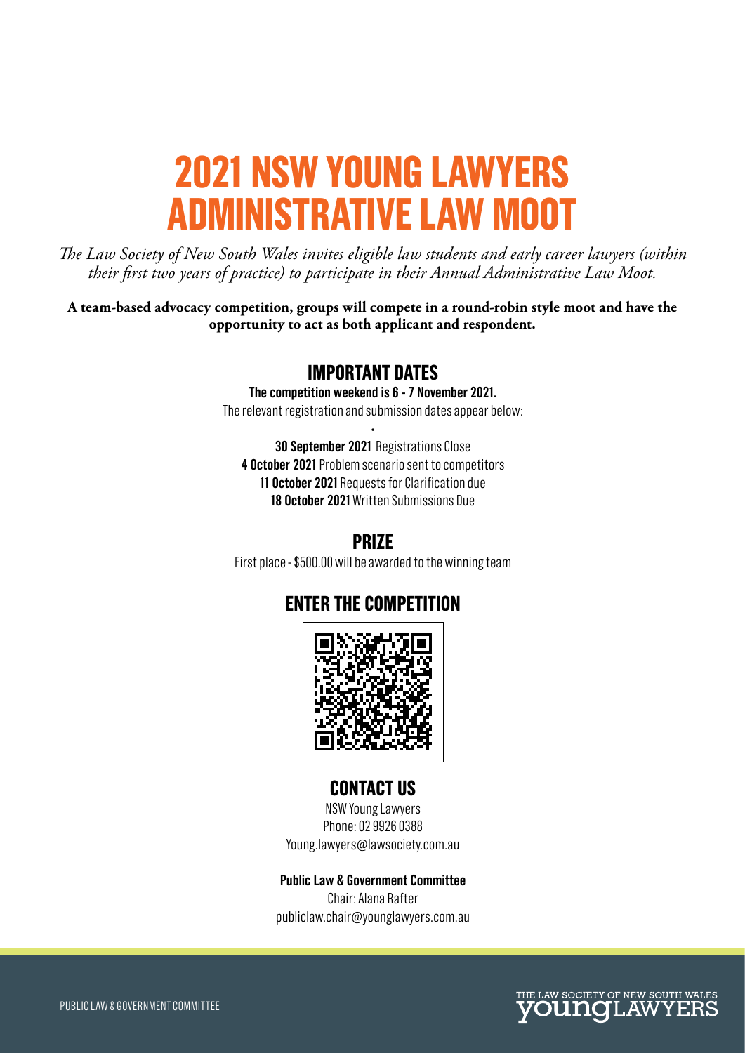# 2021 NSW YOUNG LAWYERS ADMINISTRATIVE LAW MOOT

*The Law Society of New South Wales invites eligible law students and early career lawyers (within their first two years of practice) to participate in their Annual Administrative Law Moot.*

**A team-based advocacy competition, groups will compete in a round-robin style moot and have the opportunity to act as both applicant and respondent.**

## IMPORTANT DATES

**The competition weekend is 6 - 7 November 2021.**

The relevant registration and submission dates appear below:

**30 September 2021** Registrations Close
**4 October 2021** Problem scenario sent to competitors
**11 October 2021** Requests for Clarification due
**18 October 2021** Written Submissions Due

## PRIZE

First place - $500.00 will be awarded to the winning team

## ENTER THE COMPETITION

## CONTACT US

NSW Young Lawyers
Phone: 02 9926 0388
Young.lawyers@lawsociety.com.au

**Public Law & Government Committee**
Chair: Alana Rafter
publiclaw.chair@younglawyers.com.au

PUBLIC LAW & GOVERNMENT COMMITTEE

THE LAW SOCIETY OF NEW SOUTH WALES YOUNG LAWYERS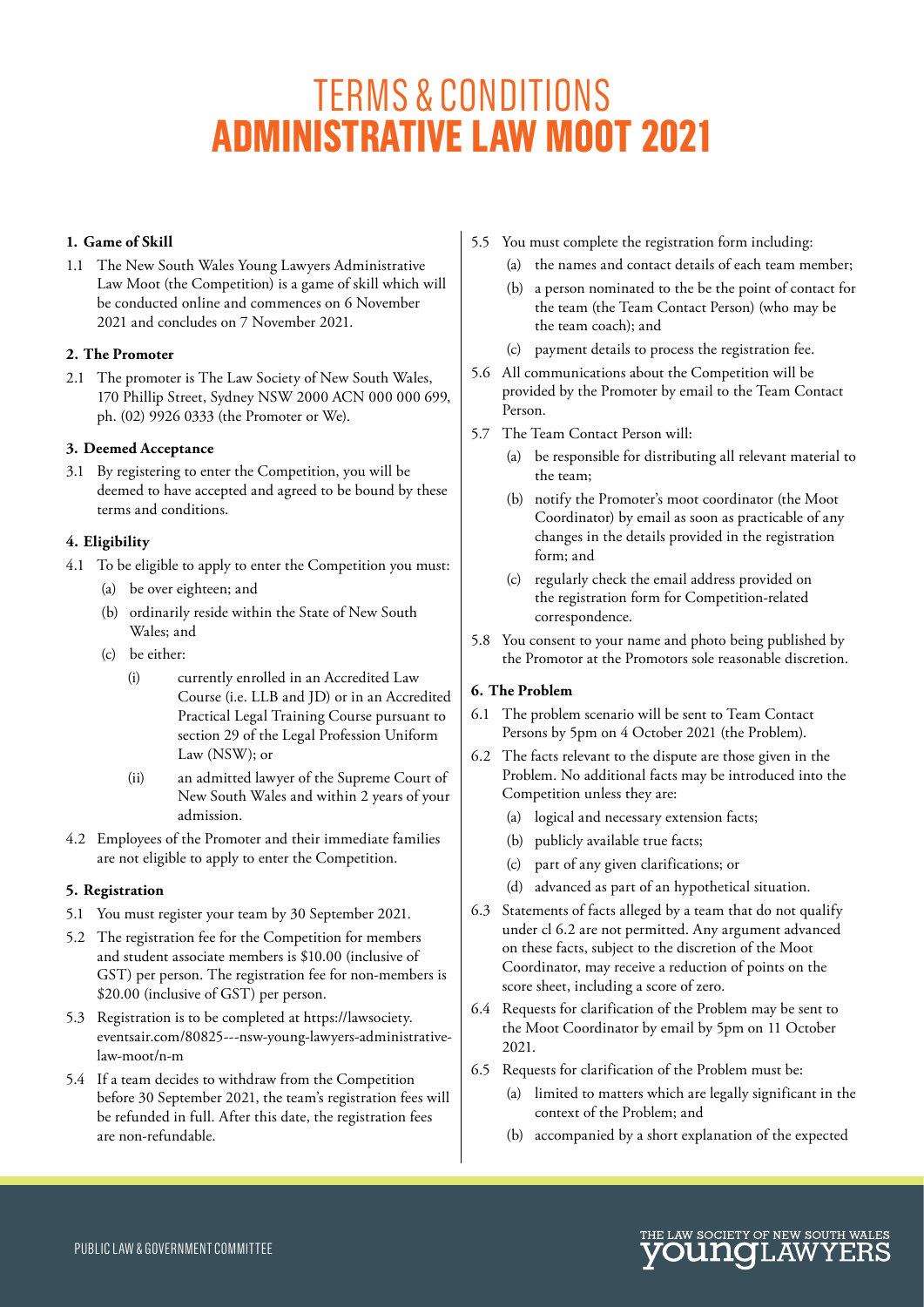# TERMS & CONDITIONS
# ADMINISTRATIVE LAW MOOT 2021

**1. Game of Skill**

1.1 The New South Wales Young Lawyers Administrative Law Moot (the Competition) is a game of skill which will be conducted online and commences on 6 November 2021 and concludes on 7 November 2021.

**2. The Promoter**

2.1 The promoter is The Law Society of New South Wales, 170 Phillip Street, Sydney NSW 2000 ACN 000 000 699, ph. (02) 9926 0333 (the Promoter or We).

**3. Deemed Acceptance**

3.1 By registering to enter the Competition, you will be deemed to have accepted and agreed to be bound by these terms and conditions.

**4. Eligibility**

4.1 To be eligible to apply to enter the Competition you must:

(a) be over eighteen; and

(b) ordinarily reside within the State of New South Wales; and

(c) be either:

(i) currently enrolled in an Accredited Law Course (i.e. LLB and JD) or in an Accredited Practical Legal Training Course pursuant to section 29 of the Legal Profession Uniform Law (NSW); or

(ii) an admitted lawyer of the Supreme Court of New South Wales and within 2 years of your admission.

4.2 Employees of the Promoter and their immediate families are not eligible to apply to enter the Competition.

**5. Registration**

5.1 You must register your team by 30 September 2021.

5.2 The registration fee for the Competition for members and student associate members is $10.00 (inclusive of GST) per person. The registration fee for non-members is $20.00 (inclusive of GST) per person.

5.3 Registration is to be completed at https://lawsociety.eventsair.com/80825---nsw-young-lawyers-administrative-law-moot/n-m

5.4 If a team decides to withdraw from the Competition before 30 September 2021, the team's registration fees will be refunded in full. After this date, the registration fees are non-refundable.

5.5 You must complete the registration form including:

(a) the names and contact details of each team member;

(b) a person nominated to the be the point of contact for the team (the Team Contact Person) (who may be the team coach); and

(c) payment details to process the registration fee.

5.6 All communications about the Competition will be provided by the Promoter by email to the Team Contact Person.

5.7 The Team Contact Person will:

(a) be responsible for distributing all relevant material to the team;

(b) notify the Promoter's moot coordinator (the Moot Coordinator) by email as soon as practicable of any changes in the details provided in the registration form; and

(c) regularly check the email address provided on the registration form for Competition-related correspondence.

5.8 You consent to your name and photo being published by the Promotor at the Promotors sole reasonable discretion.

**6. The Problem**

6.1 The problem scenario will be sent to Team Contact Persons by 5pm on 4 October 2021 (the Problem).

6.2 The facts relevant to the dispute are those given in the Problem. No additional facts may be introduced into the Competition unless they are:

(a) logical and necessary extension facts;

(b) publicly available true facts;

(c) part of any given clarifications; or

(d) advanced as part of an hypothetical situation.

6.3 Statements of facts alleged by a team that do not qualify under cl 6.2 are not permitted. Any argument advanced on these facts, subject to the discretion of the Moot Coordinator, may receive a reduction of points on the score sheet, including a score of zero.

6.4 Requests for clarification of the Problem may be sent to the Moot Coordinator by email by 5pm on 11 October 2021.

6.5 Requests for clarification of the Problem must be:

(a) limited to matters which are legally significant in the context of the Problem; and

(b) accompanied by a short explanation of the expected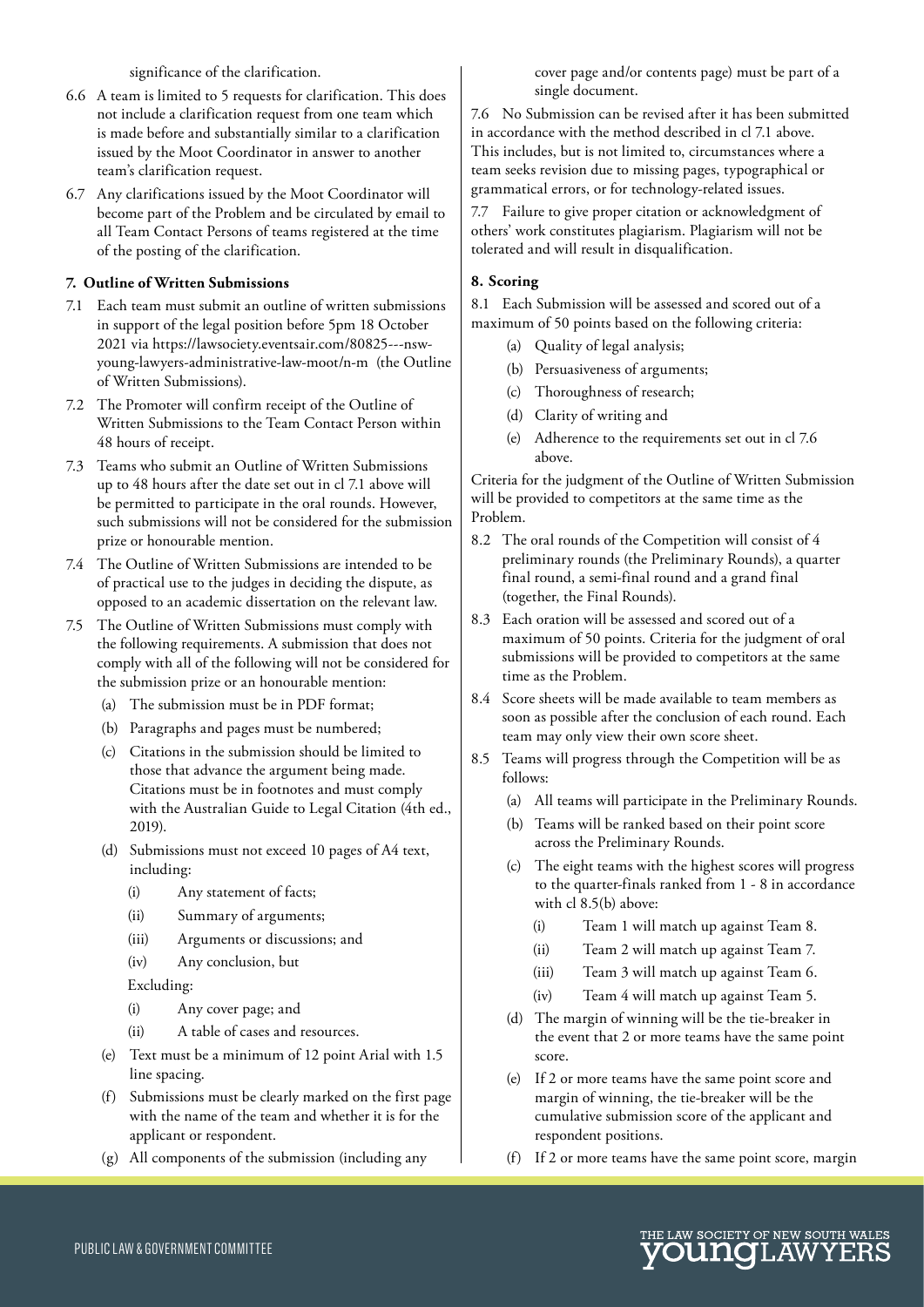significance of the clarification.

6.6 A team is limited to 5 requests for clarification. This does not include a clarification request from one team which is made before and substantially similar to a clarification issued by the Moot Coordinator in answer to another team's clarification request.

6.7 Any clarifications issued by the Moot Coordinator will become part of the Problem and be circulated by email to all Team Contact Persons of teams registered at the time of the posting of the clarification.

**7. Outline of Written Submissions**

7.1 Each team must submit an outline of written submissions in support of the legal position before 5pm 18 October 2021 via https://lawsociety.eventsair.com/80825---nsw-young-lawyers-administrative-law-moot/n-m (the Outline of Written Submissions).

7.2 The Promoter will confirm receipt of the Outline of Written Submissions to the Team Contact Person within 48 hours of receipt.

7.3 Teams who submit an Outline of Written Submissions up to 48 hours after the date set out in cl 7.1 above will be permitted to participate in the oral rounds. However, such submissions will not be considered for the submission prize or honourable mention.

7.4 The Outline of Written Submissions are intended to be of practical use to the judges in deciding the dispute, as opposed to an academic dissertation on the relevant law.

7.5 The Outline of Written Submissions must comply with the following requirements. A submission that does not comply with all of the following will not be considered for the submission prize or an honourable mention:

(a) The submission must be in PDF format;

(b) Paragraphs and pages must be numbered;

(c) Citations in the submission should be limited to those that advance the argument being made. Citations must be in footnotes and must comply with the Australian Guide to Legal Citation (4th ed., 2019).

(d) Submissions must not exceed 10 pages of A4 text, including:

(i) Any statement of facts;

(ii) Summary of arguments;

(iii) Arguments or discussions; and

(iv) Any conclusion, but

Excluding:

(i) Any cover page; and

(ii) A table of cases and resources.

(e) Text must be a minimum of 12 point Arial with 1.5 line spacing.

(f) Submissions must be clearly marked on the first page with the name of the team and whether it is for the applicant or respondent.

(g) All components of the submission (including any cover page and/or contents page) must be part of a single document.

7.6 No Submission can be revised after it has been submitted in accordance with the method described in cl 7.1 above. This includes, but is not limited to, circumstances where a team seeks revision due to missing pages, typographical or grammatical errors, or for technology-related issues.

7.7 Failure to give proper citation or acknowledgment of others' work constitutes plagiarism. Plagiarism will not be tolerated and will result in disqualification.

**8. Scoring**

8.1 Each Submission will be assessed and scored out of a maximum of 50 points based on the following criteria:

(a) Quality of legal analysis;

(b) Persuasiveness of arguments;

(c) Thoroughness of research;

(d) Clarity of writing and

(e) Adherence to the requirements set out in cl 7.6 above.

Criteria for the judgment of the Outline of Written Submission will be provided to competitors at the same time as the Problem.

8.2 The oral rounds of the Competition will consist of 4 preliminary rounds (the Preliminary Rounds), a quarter final round, a semi-final round and a grand final (together, the Final Rounds).

8.3 Each oration will be assessed and scored out of a maximum of 50 points. Criteria for the judgment of oral submissions will be provided to competitors at the same time as the Problem.

8.4 Score sheets will be made available to team members as soon as possible after the conclusion of each round. Each team may only view their own score sheet.

8.5 Teams will progress through the Competition will be as follows:

(a) All teams will participate in the Preliminary Rounds.

(b) Teams will be ranked based on their point score across the Preliminary Rounds.

(c) The eight teams with the highest scores will progress to the quarter-finals ranked from 1 - 8 in accordance with cl 8.5(b) above:

(i) Team 1 will match up against Team 8.

(ii) Team 2 will match up against Team 7.

(iii) Team 3 will match up against Team 6.

(iv) Team 4 will match up against Team 5.

(d) The margin of winning will be the tie-breaker in the event that 2 or more teams have the same point score.

(e) If 2 or more teams have the same point score and margin of winning, the tie-breaker will be the cumulative submission score of the applicant and respondent positions.

(f) If 2 or more teams have the same point score, margin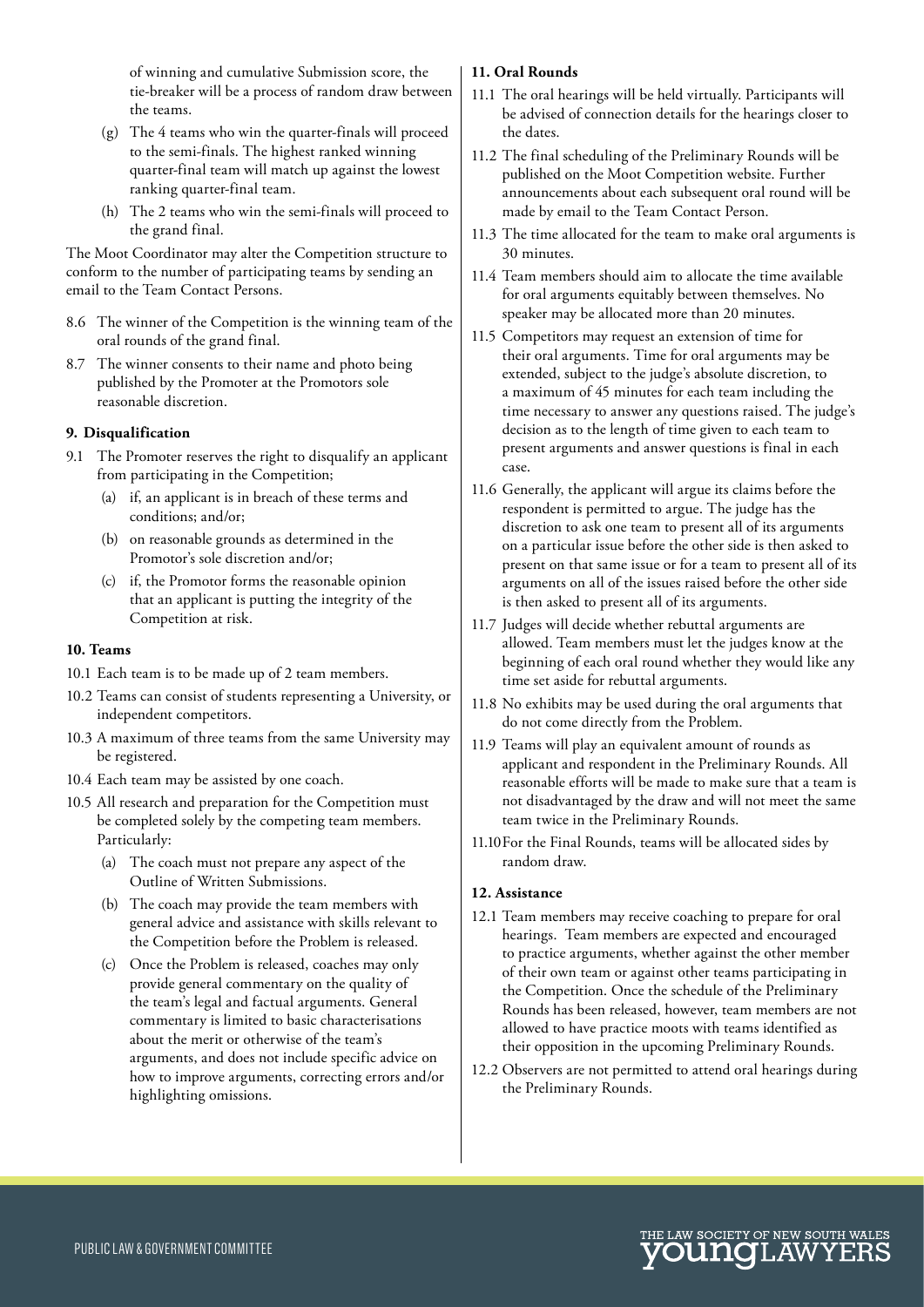of winning and cumulative Submission score, the tie-breaker will be a process of random draw between the teams.

(g) The 4 teams who win the quarter-finals will proceed to the semi-finals. The highest ranked winning quarter-final team will match up against the lowest ranking quarter-final team.

(h) The 2 teams who win the semi-finals will proceed to the grand final.

The Moot Coordinator may alter the Competition structure to conform to the number of participating teams by sending an email to the Team Contact Persons.

8.6 The winner of the Competition is the winning team of the oral rounds of the grand final.

8.7 The winner consents to their name and photo being published by the Promoter at the Promotors sole reasonable discretion.

**9. Disqualification**

9.1 The Promoter reserves the right to disqualify an applicant from participating in the Competition;

(a) if, an applicant is in breach of these terms and conditions; and/or;

(b) on reasonable grounds as determined in the Promotor's sole discretion and/or;

(c) if, the Promotor forms the reasonable opinion that an applicant is putting the integrity of the Competition at risk.

**10. Teams**

10.1 Each team is to be made up of 2 team members.

10.2 Teams can consist of students representing a University, or independent competitors.

10.3 A maximum of three teams from the same University may be registered.

10.4 Each team may be assisted by one coach.

10.5 All research and preparation for the Competition must be completed solely by the competing team members. Particularly:

(a) The coach must not prepare any aspect of the Outline of Written Submissions.

(b) The coach may provide the team members with general advice and assistance with skills relevant to the Competition before the Problem is released.

(c) Once the Problem is released, coaches may only provide general commentary on the quality of the team's legal and factual arguments. General commentary is limited to basic characterisations about the merit or otherwise of the team's arguments, and does not include specific advice on how to improve arguments, correcting errors and/or highlighting omissions.

**11. Oral Rounds**

11.1 The oral hearings will be held virtually. Participants will be advised of connection details for the hearings closer to the dates.

11.2 The final scheduling of the Preliminary Rounds will be published on the Moot Competition website. Further announcements about each subsequent oral round will be made by email to the Team Contact Person.

11.3 The time allocated for the team to make oral arguments is 30 minutes.

11.4 Team members should aim to allocate the time available for oral arguments equitably between themselves. No speaker may be allocated more than 20 minutes.

11.5 Competitors may request an extension of time for their oral arguments. Time for oral arguments may be extended, subject to the judge's absolute discretion, to a maximum of 45 minutes for each team including the time necessary to answer any questions raised. The judge's decision as to the length of time given to each team to present arguments and answer questions is final in each case.

11.6 Generally, the applicant will argue its claims before the respondent is permitted to argue. The judge has the discretion to ask one team to present all of its arguments on a particular issue before the other side is then asked to present on that same issue or for a team to present all of its arguments on all of the issues raised before the other side is then asked to present all of its arguments.

11.7 Judges will decide whether rebuttal arguments are allowed. Team members must let the judges know at the beginning of each oral round whether they would like any time set aside for rebuttal arguments.

11.8 No exhibits may be used during the oral arguments that do not come directly from the Problem.

11.9 Teams will play an equivalent amount of rounds as applicant and respondent in the Preliminary Rounds. All reasonable efforts will be made to make sure that a team is not disadvantaged by the draw and will not meet the same team twice in the Preliminary Rounds.

11.10 For the Final Rounds, teams will be allocated sides by random draw.

**12. Assistance**

12.1 Team members may receive coaching to prepare for oral hearings. Team members are expected and encouraged to practice arguments, whether against the other member of their own team or against other teams participating in the Competition. Once the schedule of the Preliminary Rounds has been released, however, team members are not allowed to have practice moots with teams identified as their opposition in the upcoming Preliminary Rounds.

12.2 Observers are not permitted to attend oral hearings during the Preliminary Rounds.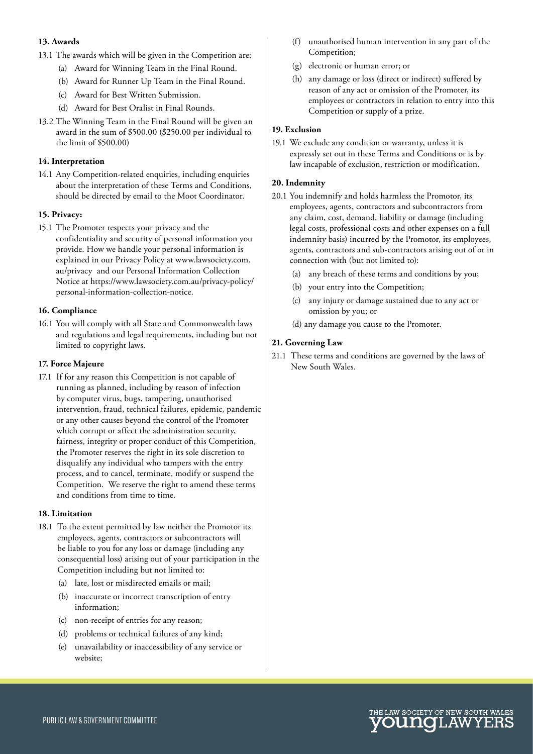**13. Awards**

13.1 The awards which will be given in the Competition are:

(a) Award for Winning Team in the Final Round.

(b) Award for Runner Up Team in the Final Round.

(c) Award for Best Written Submission.

(d) Award for Best Oralist in Final Rounds.

13.2 The Winning Team in the Final Round will be given an award in the sum of $500.00 ($250.00 per individual to the limit of $500.00)

**14. Interpretation**

14.1 Any Competition-related enquiries, including enquiries about the interpretation of these Terms and Conditions, should be directed by email to the Moot Coordinator.

**15. Privacy:**

15.1 The Promoter respects your privacy and the confidentiality and security of personal information you provide. How we handle your personal information is explained in our Privacy Policy at www.lawsociety.com.au/privacy and our Personal Information Collection Notice at https://www.lawsociety.com.au/privacy-policy/personal-information-collection-notice.

**16. Compliance**

16.1 You will comply with all State and Commonwealth laws and regulations and legal requirements, including but not limited to copyright laws.

**17. Force Majeure**

17.1 If for any reason this Competition is not capable of running as planned, including by reason of infection by computer virus, bugs, tampering, unauthorised intervention, fraud, technical failures, epidemic, pandemic or any other causes beyond the control of the Promoter which corrupt or affect the administration security, fairness, integrity or proper conduct of this Competition, the Promoter reserves the right in its sole discretion to disqualify any individual who tampers with the entry process, and to cancel, terminate, modify or suspend the Competition. We reserve the right to amend these terms and conditions from time to time.

**18. Limitation**

18.1 To the extent permitted by law neither the Promotor its employees, agents, contractors or subcontractors will be liable to you for any loss or damage (including any consequential loss) arising out of your participation in the Competition including but not limited to:

(a) late, lost or misdirected emails or mail;

(b) inaccurate or incorrect transcription of entry information;

(c) non-receipt of entries for any reason;

(d) problems or technical failures of any kind;

(e) unavailability or inaccessibility of any service or website;

(f) unauthorised human intervention in any part of the Competition;

(g) electronic or human error; or

(h) any damage or loss (direct or indirect) suffered by reason of any act or omission of the Promoter, its employees or contractors in relation to entry into this Competition or supply of a prize.

**19. Exclusion**

19.1 We exclude any condition or warranty, unless it is expressly set out in these Terms and Conditions or is by law incapable of exclusion, restriction or modification.

**20. Indemnity**

20.1 You indemnify and holds harmless the Promotor, its employees, agents, contractors and subcontractors from any claim, cost, demand, liability or damage (including legal costs, professional costs and other expenses on a full indemnity basis) incurred by the Promotor, its employees, agents, contractors and sub-contractors arising out of or in connection with (but not limited to):

(a) any breach of these terms and conditions by you;

(b) your entry into the Competition;

(c) any injury or damage sustained due to any act or omission by you; or

(d) any damage you cause to the Promoter.

**21. Governing Law**

21.1 These terms and conditions are governed by the laws of New South Wales.